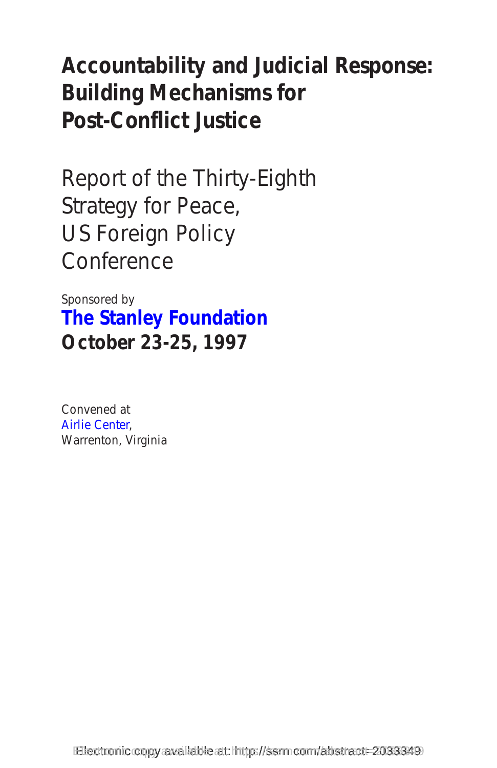# Accountability and Judicial Response: Building Mechanisms for Post-Conflict Justice

Report of the Thirty-Eighth Strategy for Peace, US Foreign Policy Conference

Sponsored by

**The Stanley Foundation**

**October 23-25, 1997**

Convened at
Airlie Center,
Warrenton, Virginia

Electronic copy available at: http://ssrn.com/abstract=2033349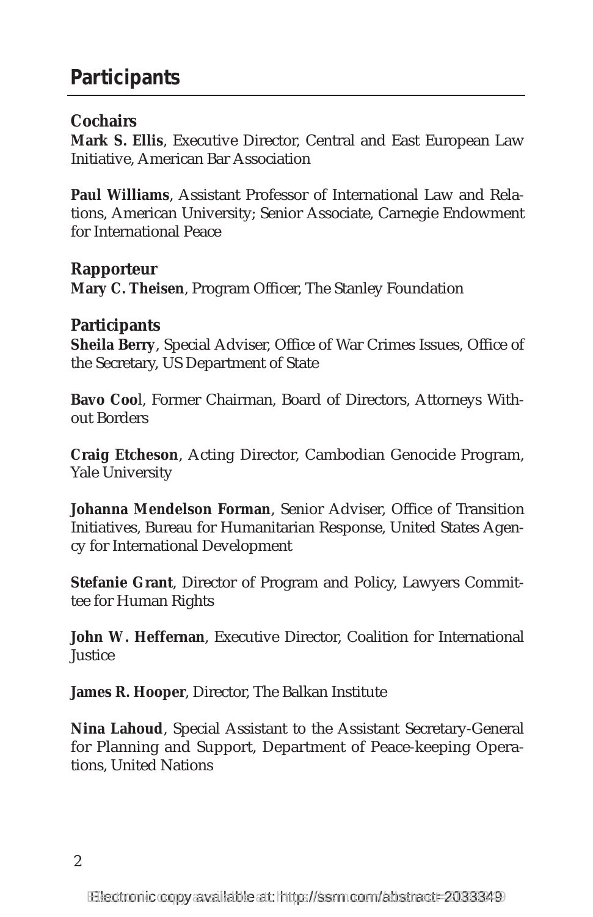## Participants

### Cochairs

**Mark S. Ellis**, Executive Director, Central and East European Law Initiative, American Bar Association

**Paul Williams**, Assistant Professor of International Law and Relations, American University; Senior Associate, Carnegie Endowment for International Peace

### Rapporteur

**Mary C. Theisen**, Program Officer, The Stanley Foundation

### Participants

**Sheila Berry**, Special Adviser, Office of War Crimes Issues, Office of the Secretary, US Department of State

**Bavo Cool**, Former Chairman, Board of Directors, Attorneys Without Borders

**Craig Etcheson**, Acting Director, Cambodian Genocide Program, Yale University

**Johanna Mendelson Forman**, Senior Adviser, Office of Transition Initiatives, Bureau for Humanitarian Response, United States Agency for International Development

**Stefanie Grant**, Director of Program and Policy, Lawyers Committee for Human Rights

**John W. Heffernan**, Executive Director, Coalition for International Justice

**James R. Hooper**, Director, The Balkan Institute

**Nina Lahoud**, Special Assistant to the Assistant Secretary-General for Planning and Support, Department of Peace-keeping Operations, United Nations

Electronic copy available at: http://ssrn.com/abstract=2033349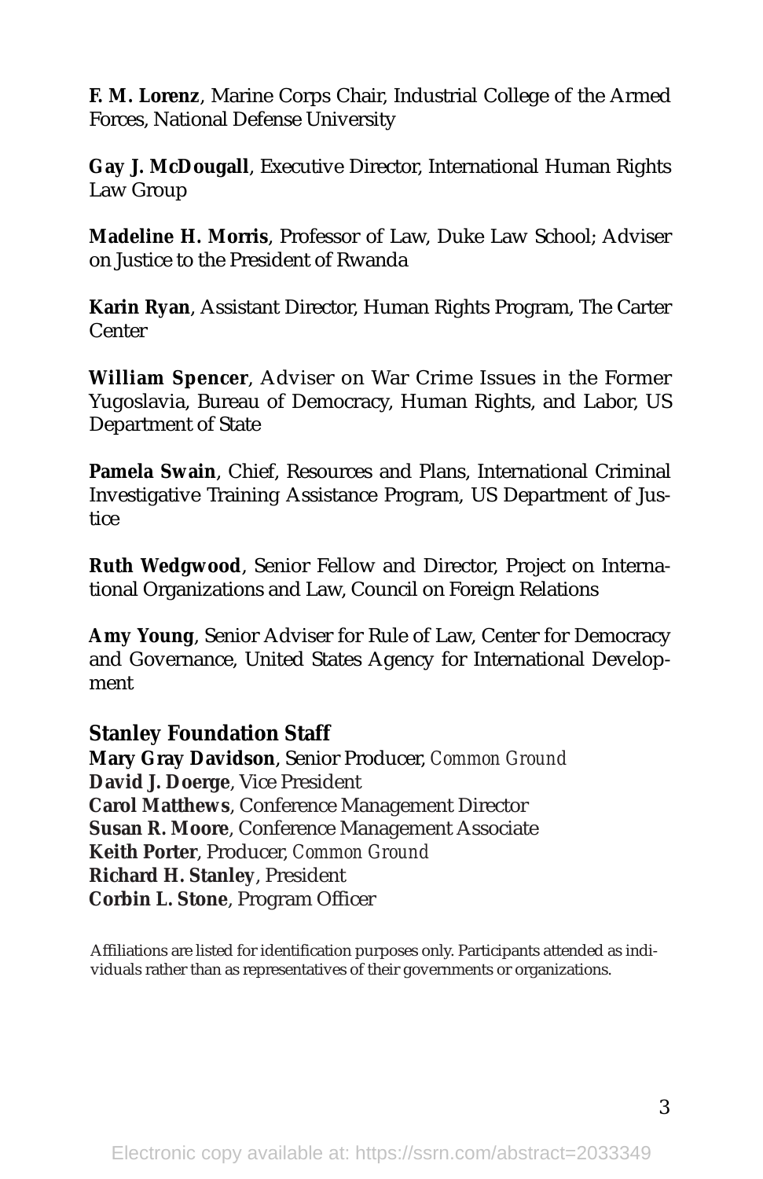**F. M. Lorenz**, Marine Corps Chair, Industrial College of the Armed Forces, National Defense University

**Gay J. McDougall**, Executive Director, International Human Rights Law Group

**Madeline H. Morris**, Professor of Law, Duke Law School; Adviser on Justice to the President of Rwanda

**Karin Ryan**, Assistant Director, Human Rights Program, The Carter Center

**William Spencer**, Adviser on War Crime Issues in the Former Yugoslavia, Bureau of Democracy, Human Rights, and Labor, US Department of State

**Pamela Swain**, Chief, Resources and Plans, International Criminal Investigative Training Assistance Program, US Department of Justice

**Ruth Wedgwood**, Senior Fellow and Director, Project on International Organizations and Law, Council on Foreign Relations

**Amy Young**, Senior Adviser for Rule of Law, Center for Democracy and Governance, United States Agency for International Development

### Stanley Foundation Staff

**Mary Gray Davidson**, Senior Producer, *Common Ground*
**David J. Doerge**, Vice President
**Carol Matthews**, Conference Management Director
**Susan R. Moore**, Conference Management Associate
**Keith Porter**, Producer, *Common Ground*
**Richard H. Stanley**, President
**Corbin L. Stone**, Program Officer

Affiliations are listed for identification purposes only. Participants attended as individuals rather than as representatives of their governments or organizations.

Electronic copy available at: https://ssrn.com/abstract=2033349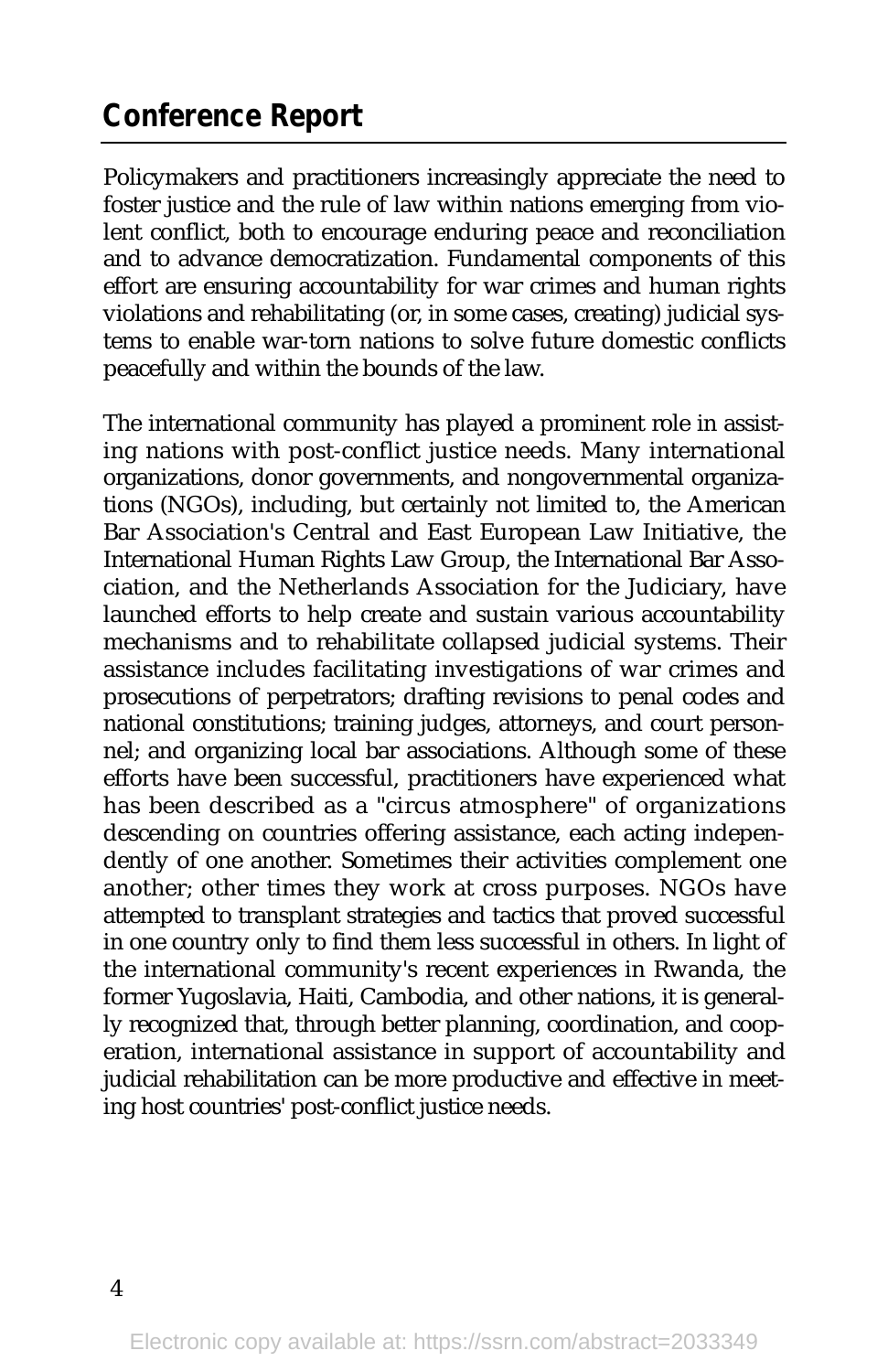## Conference Report

Policymakers and practitioners increasingly appreciate the need to foster justice and the rule of law within nations emerging from violent conflict, both to encourage enduring peace and reconciliation and to advance democratization. Fundamental components of this effort are ensuring accountability for war crimes and human rights violations and rehabilitating (or, in some cases, creating) judicial systems to enable war-torn nations to solve future domestic conflicts peacefully and within the bounds of the law.

The international community has played a prominent role in assisting nations with post-conflict justice needs. Many international organizations, donor governments, and nongovernmental organizations (NGOs), including, but certainly not limited to, the American Bar Association's Central and East European Law Initiative, the International Human Rights Law Group, the International Bar Association, and the Netherlands Association for the Judiciary, have launched efforts to help create and sustain various accountability mechanisms and to rehabilitate collapsed judicial systems. Their assistance includes facilitating investigations of war crimes and prosecutions of perpetrators; drafting revisions to penal codes and national constitutions; training judges, attorneys, and court personnel; and organizing local bar associations. Although some of these efforts have been successful, practitioners have experienced what has been described as a "circus atmosphere" of organizations descending on countries offering assistance, each acting independently of one another. Sometimes their activities complement one another; other times they work at cross purposes. NGOs have attempted to transplant strategies and tactics that proved successful in one country only to find them less successful in others. In light of the international community's recent experiences in Rwanda, the former Yugoslavia, Haiti, Cambodia, and other nations, it is generally recognized that, through better planning, coordination, and cooperation, international assistance in support of accountability and judicial rehabilitation can be more productive and effective in meeting host countries' post-conflict justice needs.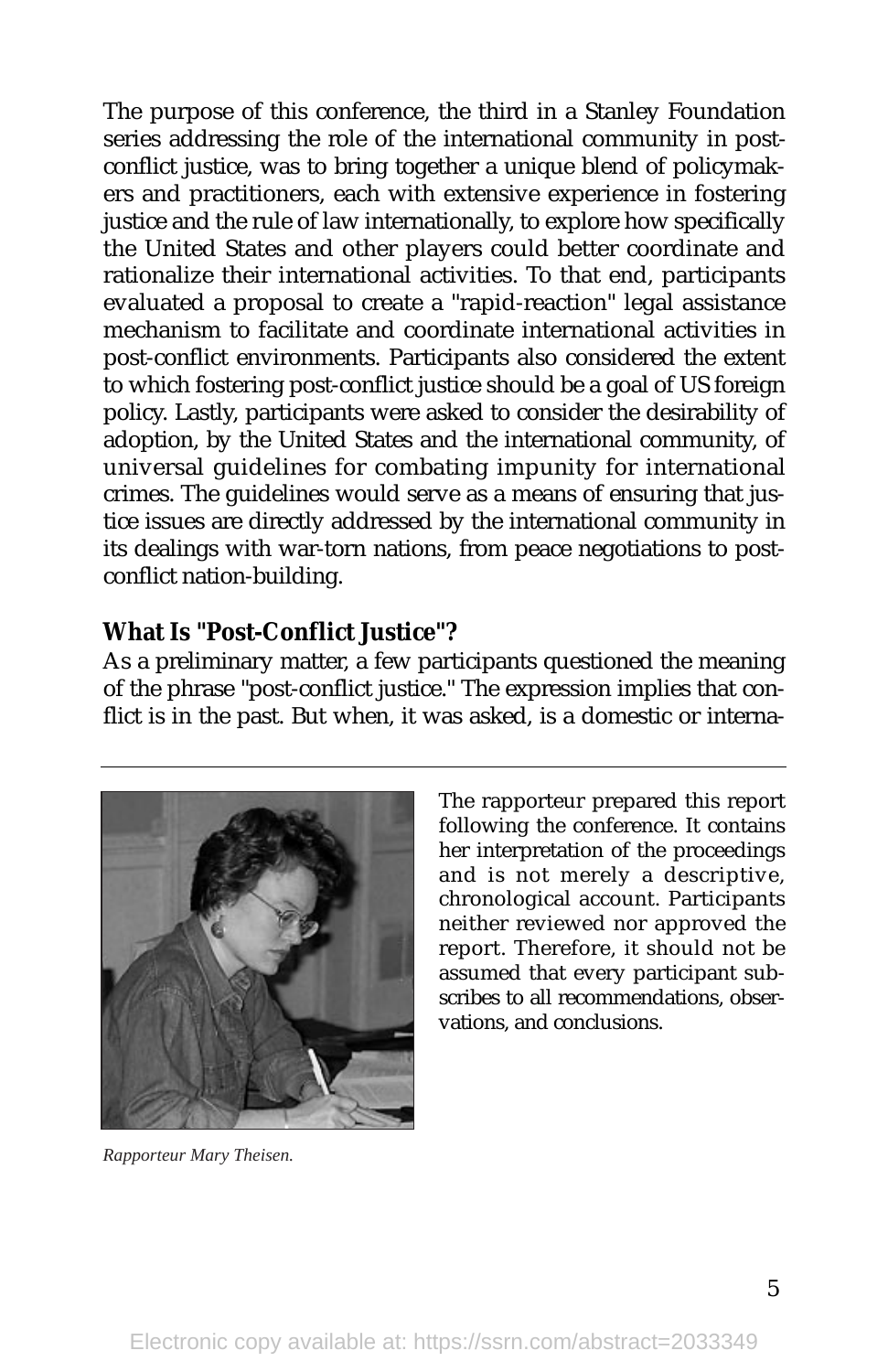The purpose of this conference, the third in a Stanley Foundation series addressing the role of the international community in post-conflict justice, was to bring together a unique blend of policymakers and practitioners, each with extensive experience in fostering justice and the rule of law internationally, to explore how specifically the United States and other players could better coordinate and rationalize their international activities. To that end, participants evaluated a proposal to create a "rapid-reaction" legal assistance mechanism to facilitate and coordinate international activities in post-conflict environments. Participants also considered the extent to which fostering post-conflict justice should be a goal of US foreign policy. Lastly, participants were asked to consider the desirability of adoption, by the United States and the international community, of universal guidelines for combating impunity for international crimes. The guidelines would serve as a means of ensuring that justice issues are directly addressed by the international community in its dealings with war-torn nations, from peace negotiations to post-conflict nation-building.

**What Is "Post-Conflict Justice"?**

As a preliminary matter, a few participants questioned the meaning of the phrase "post-conflict justice." The expression implies that conflict is in the past. But when, it was asked, is a domestic or interna-

---

The rapporteur prepared this report following the conference. It contains her interpretation of the proceedings and is not merely a descriptive, chronological account. Participants neither reviewed nor approved the report. Therefore, it should not be assumed that every participant subscribes to all recommendations, observations, and conclusions.

*Rapporteur Mary Theisen.*

Electronic copy available at: https://ssrn.com/abstract=2033349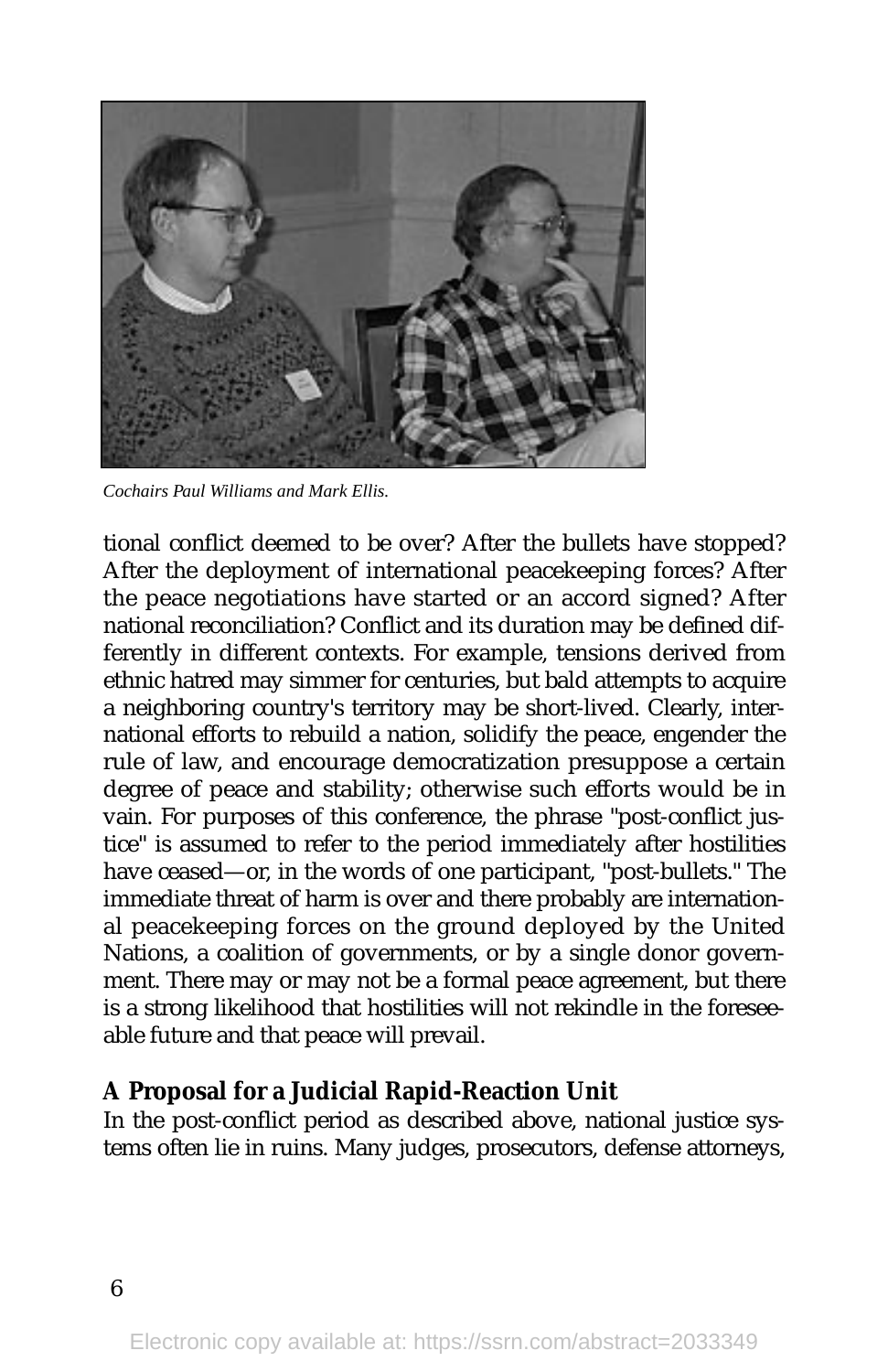*Cochairs Paul Williams and Mark Ellis.*

tional conflict deemed to be over? After the bullets have stopped? After the deployment of international peacekeeping forces? After the peace negotiations have started or an accord signed? After national reconciliation? Conflict and its duration may be defined differently in different contexts. For example, tensions derived from ethnic hatred may simmer for centuries, but bald attempts to acquire a neighboring country's territory may be short-lived. Clearly, international efforts to rebuild a nation, solidify the peace, engender the rule of law, and encourage democratization presuppose a certain degree of peace and stability; otherwise such efforts would be in vain. For purposes of this conference, the phrase "post-conflict justice" is assumed to refer to the period immediately after hostilities have ceased—or, in the words of one participant, "post-bullets." The immediate threat of harm is over and there probably are international peacekeeping forces on the ground deployed by the United Nations, a coalition of governments, or by a single donor government. There may or may not be a formal peace agreement, but there is a strong likelihood that hostilities will not rekindle in the foreseeable future and that peace will prevail.

**A Proposal for a Judicial Rapid-Reaction Unit**

In the post-conflict period as described above, national justice systems often lie in ruins. Many judges, prosecutors, defense attorneys,

Electronic copy available at: https://ssrn.com/abstract=2033349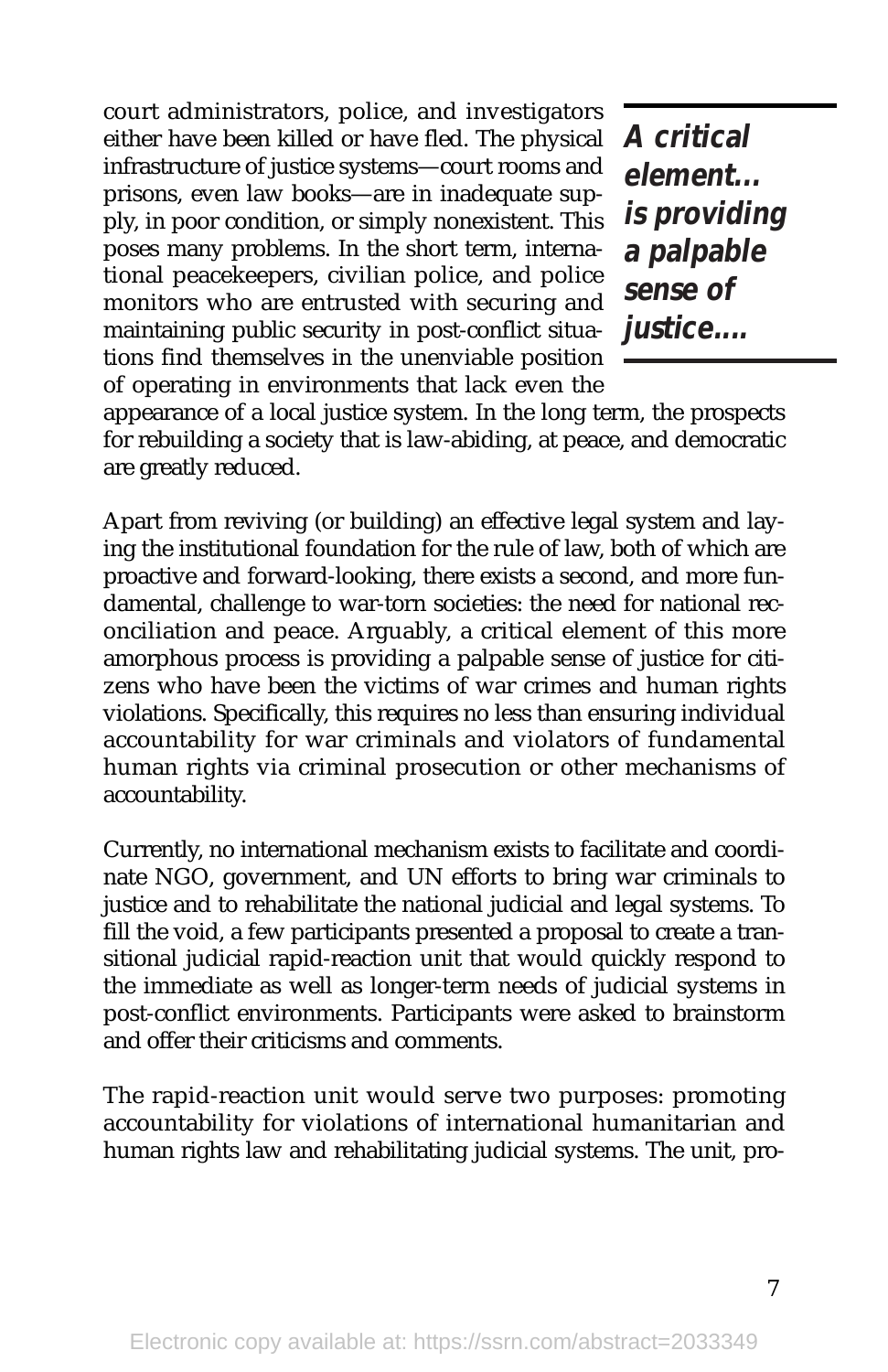court administrators, police, and investigators either have been killed or have fled. The physical infrastructure of justice systems—court rooms and prisons, even law books—are in inadequate supply, in poor condition, or simply nonexistent. This poses many problems. In the short term, international peacekeepers, civilian police, and police monitors who are entrusted with securing and maintaining public security in post-conflict situations find themselves in the unenviable position of operating in environments that lack even the appearance of a local justice system. In the long term, the prospects for rebuilding a society that is law-abiding, at peace, and democratic are greatly reduced.

> ***A critical element… is providing a palpable sense of justice….***

Apart from reviving (or building) an effective legal system and laying the institutional foundation for the rule of law, both of which are proactive and forward-looking, there exists a second, and more fundamental, challenge to war-torn societies: the need for national reconciliation and peace. Arguably, a critical element of this more amorphous process is providing a palpable sense of justice for citizens who have been the victims of war crimes and human rights violations. Specifically, this requires no less than ensuring individual accountability for war criminals and violators of fundamental human rights via criminal prosecution or other mechanisms of accountability.

Currently, no international mechanism exists to facilitate and coordinate NGO, government, and UN efforts to bring war criminals to justice and to rehabilitate the national judicial and legal systems. To fill the void, a few participants presented a proposal to create a transitional judicial rapid-reaction unit that would quickly respond to the immediate as well as longer-term needs of judicial systems in post-conflict environments. Participants were asked to brainstorm and offer their criticisms and comments.

The rapid-reaction unit would serve two purposes: promoting accountability for violations of international humanitarian and human rights law and rehabilitating judicial systems. The unit, pro-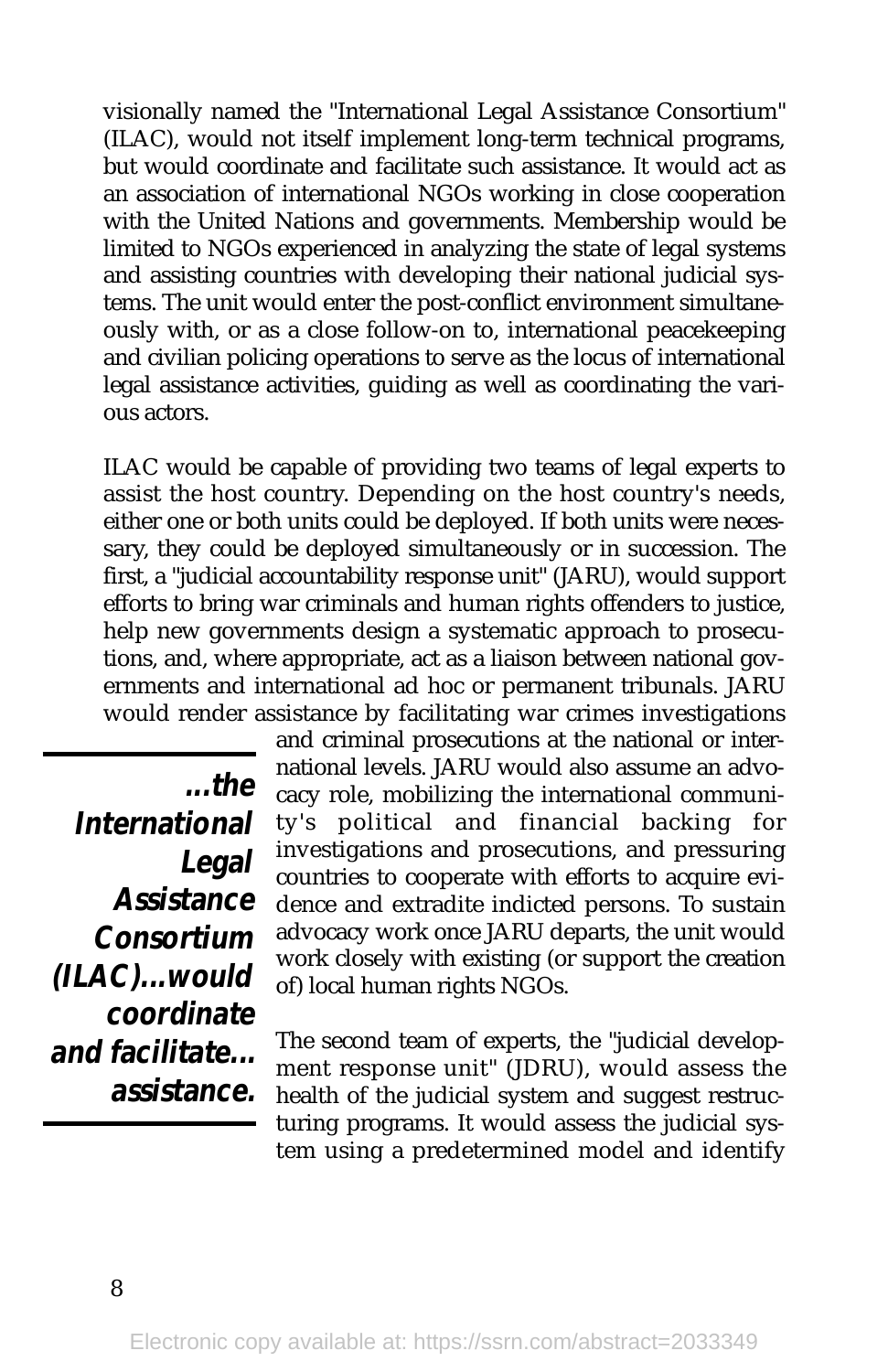visionally named the "International Legal Assistance Consortium" (ILAC), would not itself implement long-term technical programs, but would coordinate and facilitate such assistance. It would act as an association of international NGOs working in close cooperation with the United Nations and governments. Membership would be limited to NGOs experienced in analyzing the state of legal systems and assisting countries with developing their national judicial systems. The unit would enter the post-conflict environment simultaneously with, or as a close follow-on to, international peacekeeping and civilian policing operations to serve as the locus of international legal assistance activities, guiding as well as coordinating the various actors.

ILAC would be capable of providing two teams of legal experts to assist the host country. Depending on the host country's needs, either one or both units could be deployed. If both units were necessary, they could be deployed simultaneously or in succession. The first, a "judicial accountability response unit" (JARU), would support efforts to bring war criminals and human rights offenders to justice, help new governments design a systematic approach to prosecutions, and, where appropriate, act as a liaison between national governments and international ad hoc or permanent tribunals. JARU would render assistance by facilitating war crimes investigations and criminal prosecutions at the national or international levels. JARU would also assume an advocacy role, mobilizing the international community's political and financial backing for investigations and prosecutions, and pressuring countries to cooperate with efforts to acquire evidence and extradite indicted persons. To sustain advocacy work once JARU departs, the unit would work closely with existing (or support the creation of) local human rights NGOs.

> ***...the International Legal Assistance Consortium (ILAC)...would coordinate and facilitate... assistance.***

The second team of experts, the "judicial development response unit" (JDRU), would assess the health of the judicial system and suggest restructuring programs. It would assess the judicial system using a predetermined model and identify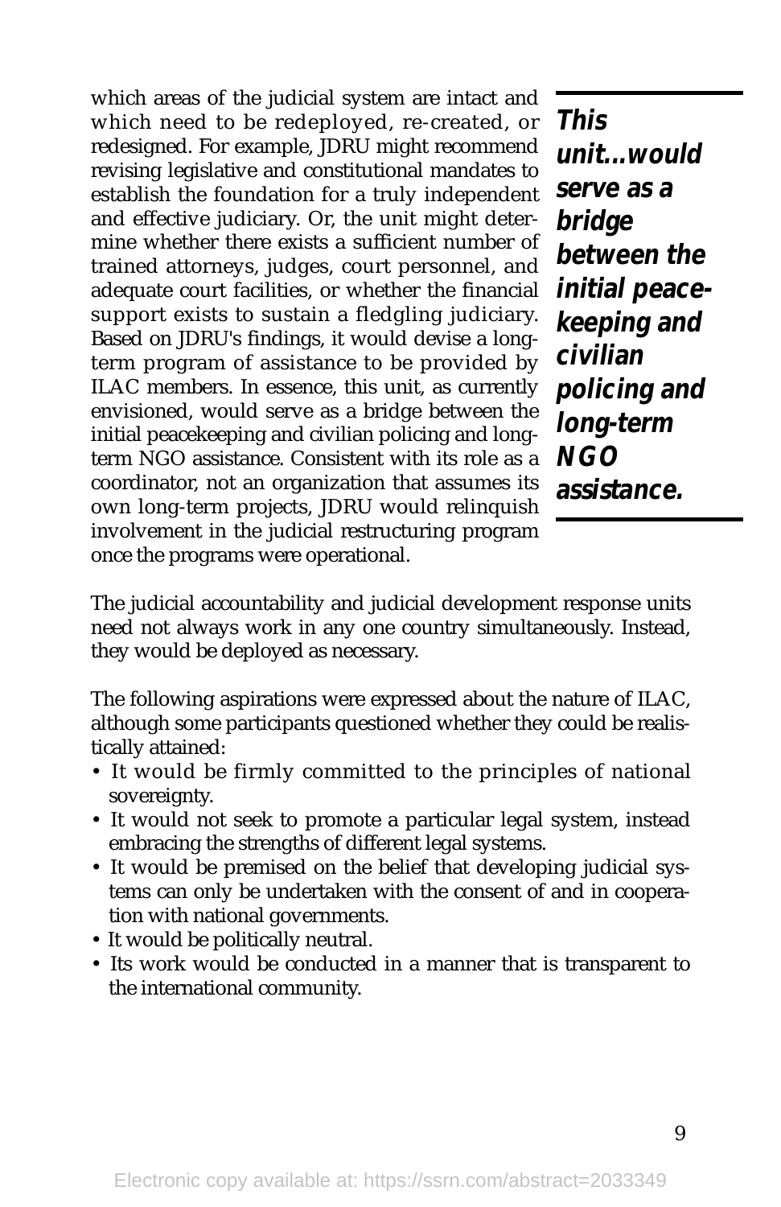which areas of the judicial system are intact and which need to be redeployed, re-created, or redesigned. For example, JDRU might recommend revising legislative and constitutional mandates to establish the foundation for a truly independent and effective judiciary. Or, the unit might determine whether there exists a sufficient number of trained attorneys, judges, court personnel, and adequate court facilities, or whether the financial support exists to sustain a fledgling judiciary. Based on JDRU's findings, it would devise a long-term program of assistance to be provided by ILAC members. In essence, this unit, as currently envisioned, would serve as a bridge between the initial peacekeeping and civilian policing and long-term NGO assistance. Consistent with its role as a coordinator, not an organization that assumes its own long-term projects, JDRU would relinquish involvement in the judicial restructuring program once the programs were operational.

> ***This unit...would serve as a bridge between the initial peace-keeping and civilian policing and long-term NGO assistance.***

The judicial accountability and judicial development response units need not always work in any one country simultaneously. Instead, they would be deployed as necessary.

The following aspirations were expressed about the nature of ILAC, although some participants questioned whether they could be realistically attained:

- It would be firmly committed to the principles of national sovereignty.
- It would not seek to promote a particular legal system, instead embracing the strengths of different legal systems.
- It would be premised on the belief that developing judicial systems can only be undertaken with the consent of and in cooperation with national governments.
- It would be politically neutral.
- Its work would be conducted in a manner that is transparent to the international community.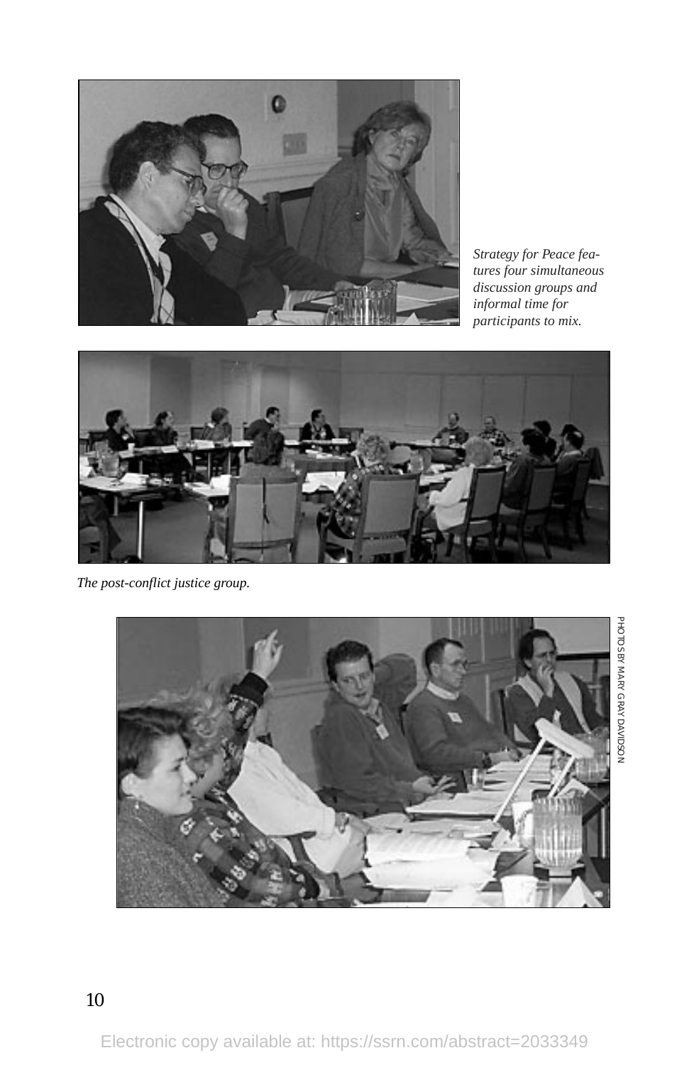*Strategy for Peace features four simultaneous discussion groups and informal time for participants to mix.*

*The post-conflict justice group.*

PHOTOS BY MARY GRAY DAVIDSON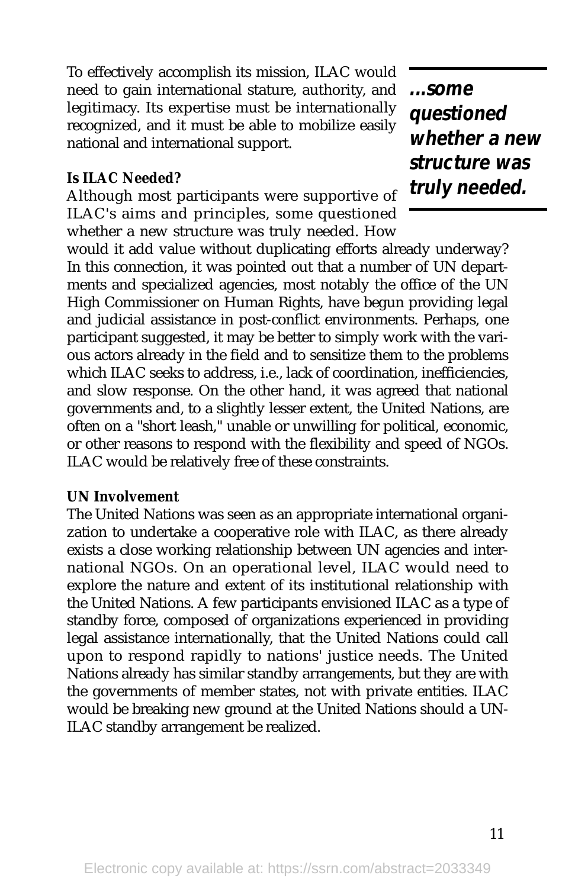To effectively accomplish its mission, ILAC would need to gain international stature, authority, and legitimacy. Its expertise must be internationally recognized, and it must be able to mobilize easily national and international support.

> ***...some questioned whether a new structure was truly needed.***

**Is ILAC Needed?**

Although most participants were supportive of ILAC's aims and principles, some questioned whether a new structure was truly needed. How would it add value without duplicating efforts already underway? In this connection, it was pointed out that a number of UN departments and specialized agencies, most notably the office of the UN High Commissioner on Human Rights, have begun providing legal and judicial assistance in post-conflict environments. Perhaps, one participant suggested, it may be better to simply work with the various actors already in the field and to sensitize them to the problems which ILAC seeks to address, i.e., lack of coordination, inefficiencies, and slow response. On the other hand, it was agreed that national governments and, to a slightly lesser extent, the United Nations, are often on a "short leash," unable or unwilling for political, economic, or other reasons to respond with the flexibility and speed of NGOs. ILAC would be relatively free of these constraints.

**UN Involvement**

The United Nations was seen as an appropriate international organization to undertake a cooperative role with ILAC, as there already exists a close working relationship between UN agencies and international NGOs. On an operational level, ILAC would need to explore the nature and extent of its institutional relationship with the United Nations. A few participants envisioned ILAC as a type of standby force, composed of organizations experienced in providing legal assistance internationally, that the United Nations could call upon to respond rapidly to nations' justice needs. The United Nations already has similar standby arrangements, but they are with the governments of member states, not with private entities. ILAC would be breaking new ground at the United Nations should a UN-ILAC standby arrangement be realized.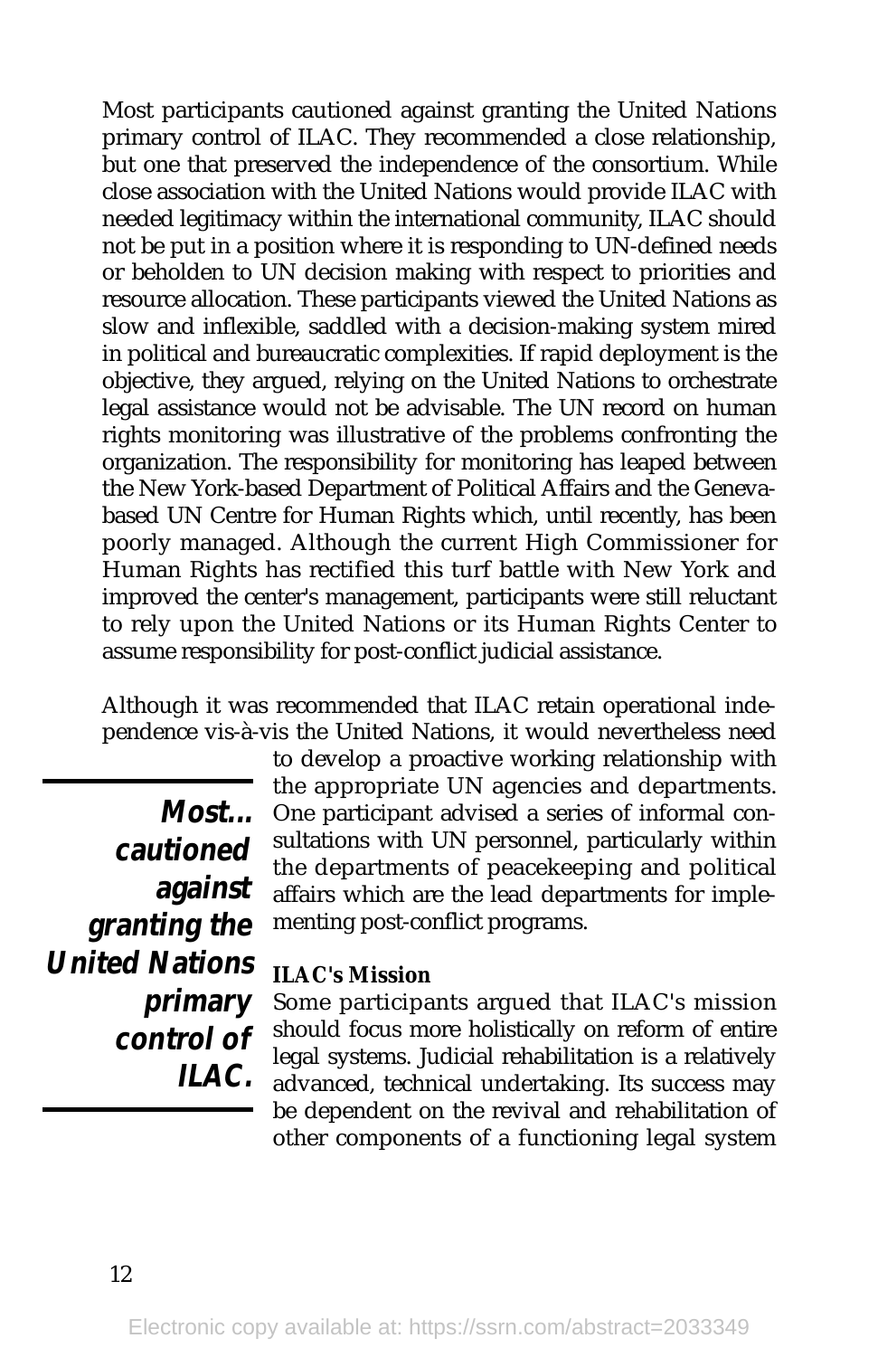Most participants cautioned against granting the United Nations primary control of ILAC. They recommended a close relationship, but one that preserved the independence of the consortium. While close association with the United Nations would provide ILAC with needed legitimacy within the international community, ILAC should not be put in a position where it is responding to UN-defined needs or beholden to UN decision making with respect to priorities and resource allocation. These participants viewed the United Nations as slow and inflexible, saddled with a decision-making system mired in political and bureaucratic complexities. If rapid deployment is the objective, they argued, relying on the United Nations to orchestrate legal assistance would not be advisable. The UN record on human rights monitoring was illustrative of the problems confronting the organization. The responsibility for monitoring has leaped between the New York-based Department of Political Affairs and the Geneva-based UN Centre for Human Rights which, until recently, has been poorly managed. Although the current High Commissioner for Human Rights has rectified this turf battle with New York and improved the center's management, participants were still reluctant to rely upon the United Nations or its Human Rights Center to assume responsibility for post-conflict judicial assistance.

Although it was recommended that ILAC retain operational independence vis-à-vis the United Nations, it would nevertheless need to develop a proactive working relationship with the appropriate UN agencies and departments. One participant advised a series of informal consultations with UN personnel, particularly within the departments of peacekeeping and political affairs which are the lead departments for implementing post-conflict programs.

> ***Most... cautioned against granting the United Nations primary control of ILAC.***

### ILAC's Mission

Some participants argued that ILAC's mission should focus more holistically on reform of entire legal systems. Judicial rehabilitation is a relatively advanced, technical undertaking. Its success may be dependent on the revival and rehabilitation of other components of a functioning legal system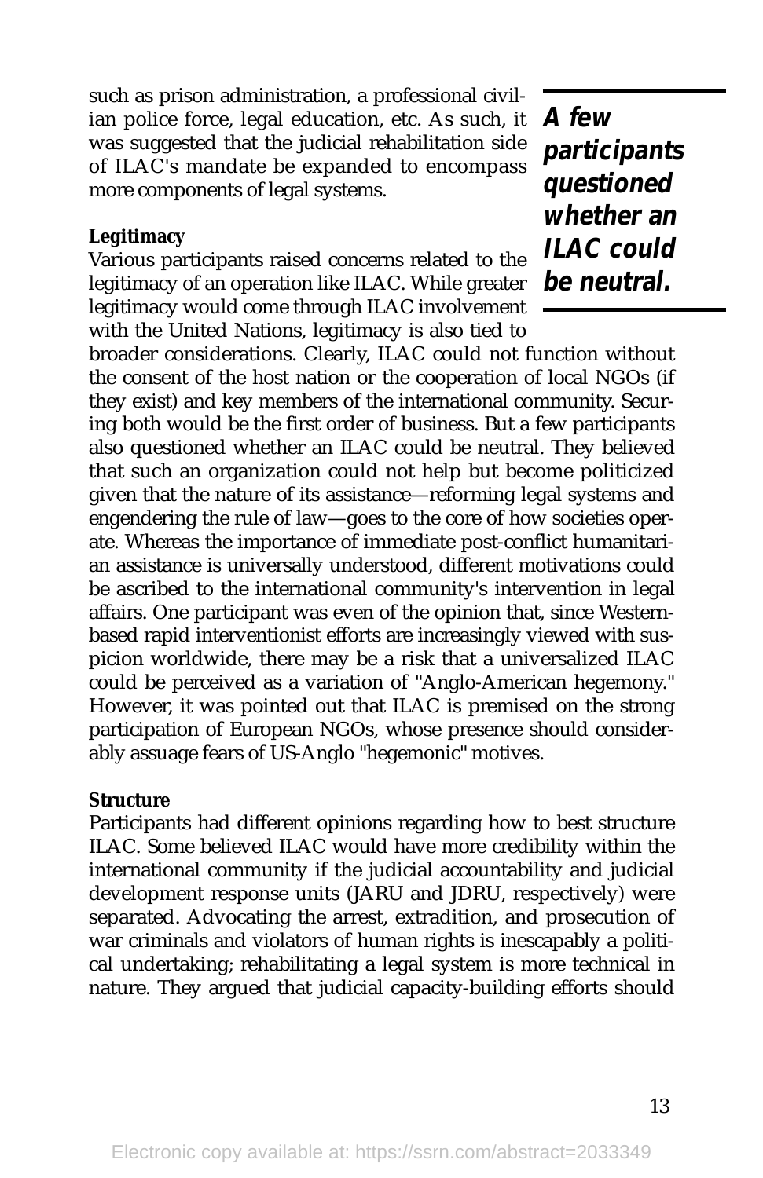such as prison administration, a professional civilian police force, legal education, etc. As such, it was suggested that the judicial rehabilitation side of ILAC's mandate be expanded to encompass more components of legal systems.

> ***A few participants questioned whether an ILAC could be neutral.***

**Legitimacy**

Various participants raised concerns related to the legitimacy of an operation like ILAC. While greater legitimacy would come through ILAC involvement with the United Nations, legitimacy is also tied to broader considerations. Clearly, ILAC could not function without the consent of the host nation or the cooperation of local NGOs (if they exist) and key members of the international community. Securing both would be the first order of business. But a few participants also questioned whether an ILAC could be neutral. They believed that such an organization could not help but become politicized given that the nature of its assistance—reforming legal systems and engendering the rule of law—goes to the core of how societies operate. Whereas the importance of immediate post-conflict humanitarian assistance is universally understood, different motivations could be ascribed to the international community's intervention in legal affairs. One participant was even of the opinion that, since Western-based rapid interventionist efforts are increasingly viewed with suspicion worldwide, there may be a risk that a universalized ILAC could be perceived as a variation of "Anglo-American hegemony." However, it was pointed out that ILAC is premised on the strong participation of European NGOs, whose presence should considerably assuage fears of US-Anglo "hegemonic" motives.

**Structure**

Participants had different opinions regarding how to best structure ILAC. Some believed ILAC would have more credibility within the international community if the judicial accountability and judicial development response units (JARU and JDRU, respectively) were separated. Advocating the arrest, extradition, and prosecution of war criminals and violators of human rights is inescapably a political undertaking; rehabilitating a legal system is more technical in nature. They argued that judicial capacity-building efforts should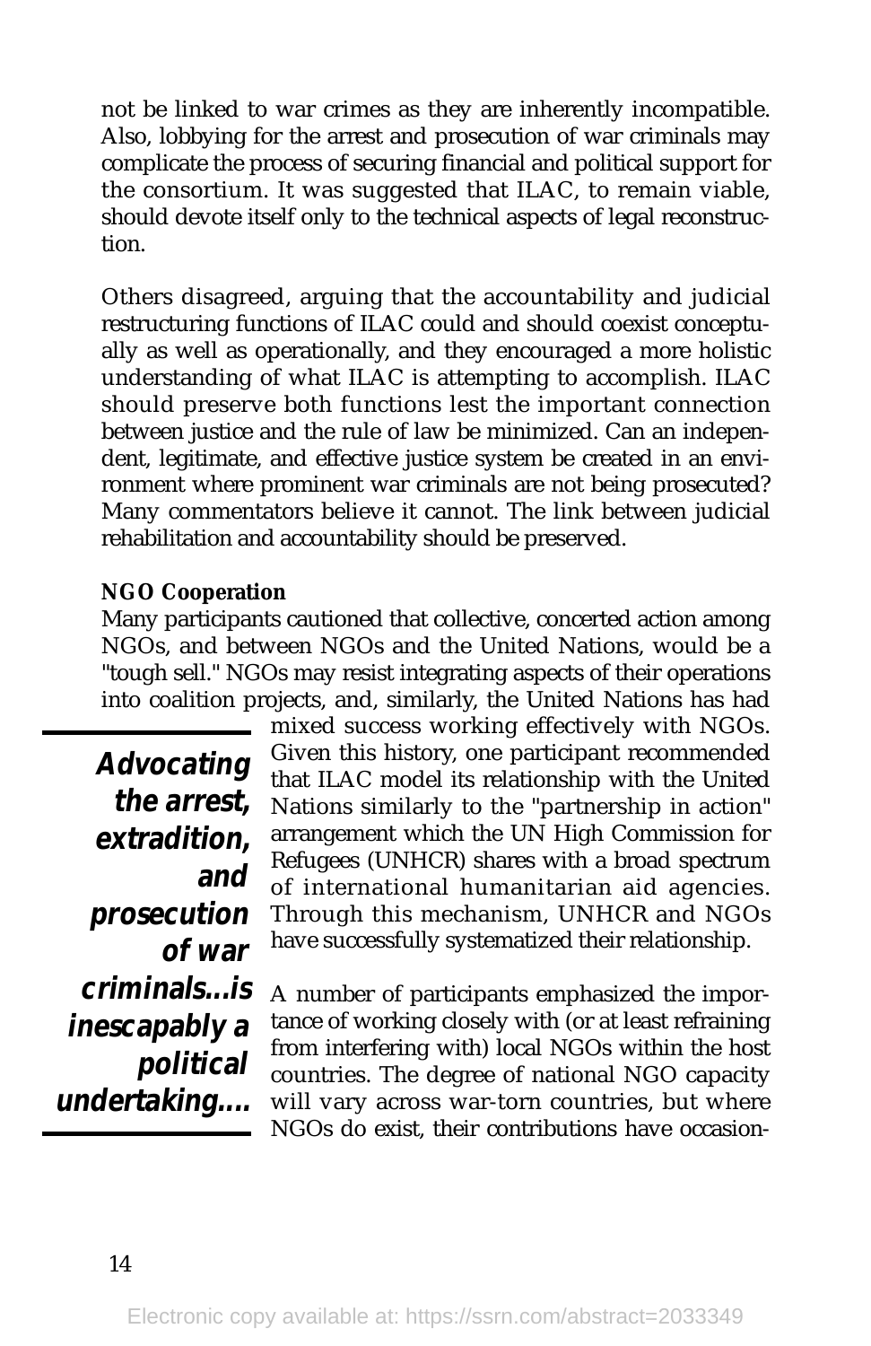not be linked to war crimes as they are inherently incompatible. Also, lobbying for the arrest and prosecution of war criminals may complicate the process of securing financial and political support for the consortium. It was suggested that ILAC, to remain viable, should devote itself only to the technical aspects of legal reconstruction.

Others disagreed, arguing that the accountability and judicial restructuring functions of ILAC could and should coexist conceptually as well as operationally, and they encouraged a more holistic understanding of what ILAC is attempting to accomplish. ILAC should preserve both functions lest the important connection between justice and the rule of law be minimized. Can an independent, legitimate, and effective justice system be created in an environment where prominent war criminals are not being prosecuted? Many commentators believe it cannot. The link between judicial rehabilitation and accountability should be preserved.

**NGO Cooperation**

Many participants cautioned that collective, concerted action among NGOs, and between NGOs and the United Nations, would be a "tough sell." NGOs may resist integrating aspects of their operations into coalition projects, and, similarly, the United Nations has had mixed success working effectively with NGOs. Given this history, one participant recommended that ILAC model its relationship with the United Nations similarly to the "partnership in action" arrangement which the UN High Commission for Refugees (UNHCR) shares with a broad spectrum of international humanitarian aid agencies. Through this mechanism, UNHCR and NGOs have successfully systematized their relationship.

> ***Advocating the arrest, extradition, and prosecution of war criminals...is inescapably a political undertaking....***

A number of participants emphasized the importance of working closely with (or at least refraining from interfering with) local NGOs within the host countries. The degree of national NGO capacity will vary across war-torn countries, but where NGOs do exist, their contributions have occasion-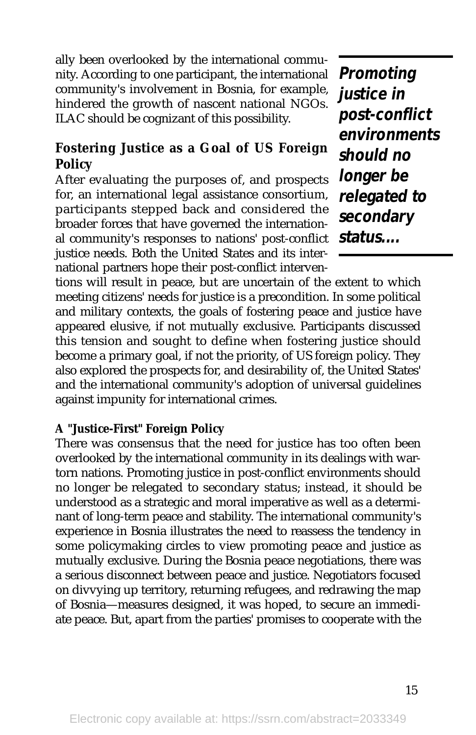ally been overlooked by the international community. According to one participant, the international community's involvement in Bosnia, for example, hindered the growth of nascent national NGOs. ILAC should be cognizant of this possibility.

## Fostering Justice as a Goal of US Foreign Policy

After evaluating the purposes of, and prospects for, an international legal assistance consortium, participants stepped back and considered the broader forces that have governed the international community's responses to nations' post-conflict justice needs. Both the United States and its international partners hope their post-conflict interventions will result in peace, but are uncertain of the extent to which meeting citizens' needs for justice is a precondition. In some political and military contexts, the goals of fostering peace and justice have appeared elusive, if not mutually exclusive. Participants discussed this tension and sought to define when fostering justice should become a primary goal, if not the priority, of US foreign policy. They also explored the prospects for, and desirability of, the United States' and the international community's adoption of universal guidelines against impunity for international crimes.

> ***Promoting justice in post-conflict environments should no longer be relegated to secondary status....***

### A "Justice-First" Foreign Policy

There was consensus that the need for justice has too often been overlooked by the international community in its dealings with war-torn nations. Promoting justice in post-conflict environments should no longer be relegated to secondary status; instead, it should be understood as a strategic and moral imperative as well as a determinant of long-term peace and stability. The international community's experience in Bosnia illustrates the need to reassess the tendency in some policymaking circles to view promoting peace and justice as mutually exclusive. During the Bosnia peace negotiations, there was a serious disconnect between peace and justice. Negotiators focused on divvying up territory, returning refugees, and redrawing the map of Bosnia—measures designed, it was hoped, to secure an immediate peace. But, apart from the parties' promises to cooperate with the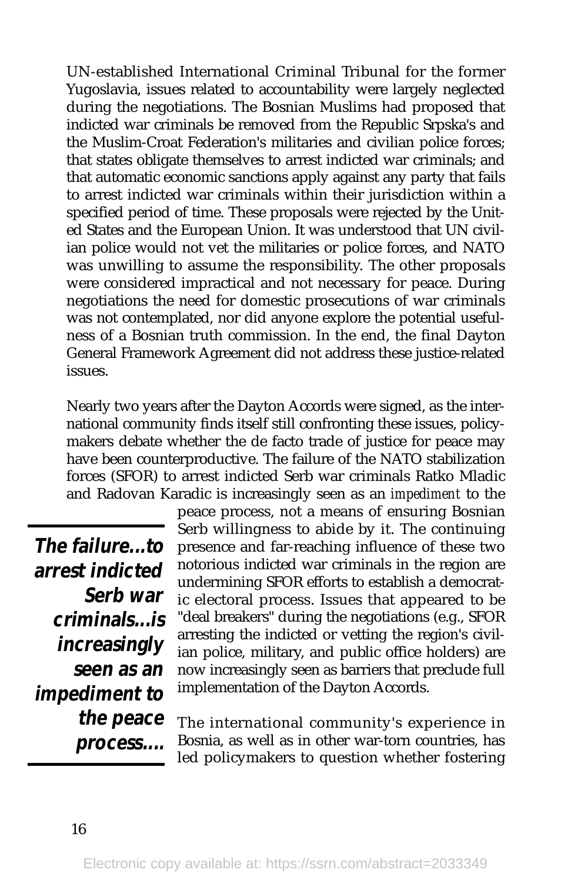UN-established International Criminal Tribunal for the former Yugoslavia, issues related to accountability were largely neglected during the negotiations. The Bosnian Muslims had proposed that indicted war criminals be removed from the Republic Srpska's and the Muslim-Croat Federation's militaries and civilian police forces; that states obligate themselves to arrest indicted war criminals; and that automatic economic sanctions apply against any party that fails to arrest indicted war criminals within their jurisdiction within a specified period of time. These proposals were rejected by the United States and the European Union. It was understood that UN civilian police would not vet the militaries or police forces, and NATO was unwilling to assume the responsibility. The other proposals were considered impractical and not necessary for peace. During negotiations the need for domestic prosecutions of war criminals was not contemplated, nor did anyone explore the potential usefulness of a Bosnian truth commission. In the end, the final Dayton General Framework Agreement did not address these justice-related issues.

Nearly two years after the Dayton Accords were signed, as the international community finds itself still confronting these issues, policymakers debate whether the de facto trade of justice for peace may have been counterproductive. The failure of the NATO stabilization forces (SFOR) to arrest indicted Serb war criminals Ratko Mladic and Radovan Karadic is increasingly seen as an *impediment* to the peace process, not a means of ensuring Bosnian Serb willingness to abide by it. The continuing presence and far-reaching influence of these two notorious indicted war criminals in the region are undermining SFOR efforts to establish a democratic electoral process. Issues that appeared to be "deal breakers" during the negotiations (e.g., SFOR arresting the indicted or vetting the region's civilian police, military, and public office holders) are now increasingly seen as barriers that preclude full implementation of the Dayton Accords.

> ***The failure...to arrest indicted Serb war criminals...is increasingly seen as an impediment to the peace process....***

The international community's experience in Bosnia, as well as in other war-torn countries, has led policymakers to question whether fostering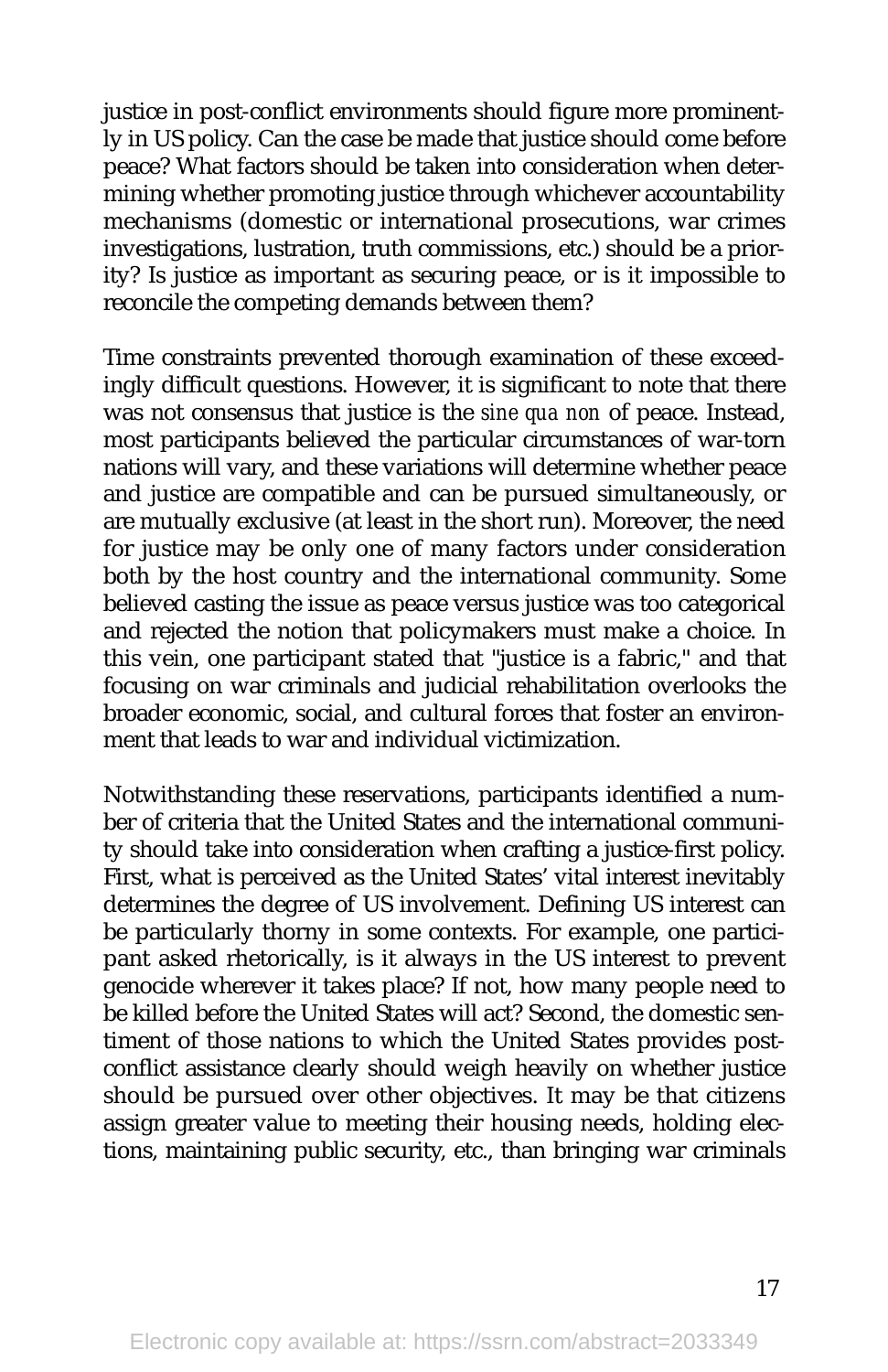justice in post-conflict environments should figure more prominently in US policy. Can the case be made that justice should come before peace? What factors should be taken into consideration when determining whether promoting justice through whichever accountability mechanisms (domestic or international prosecutions, war crimes investigations, lustration, truth commissions, etc.) should be a priority? Is justice as important as securing peace, or is it impossible to reconcile the competing demands between them?

Time constraints prevented thorough examination of these exceedingly difficult questions. However, it is significant to note that there was not consensus that justice is the *sine qua non* of peace. Instead, most participants believed the particular circumstances of war-torn nations will vary, and these variations will determine whether peace and justice are compatible and can be pursued simultaneously, or are mutually exclusive (at least in the short run). Moreover, the need for justice may be only one of many factors under consideration both by the host country and the international community. Some believed casting the issue as peace versus justice was too categorical and rejected the notion that policymakers must make a choice. In this vein, one participant stated that "justice is a fabric," and that focusing on war criminals and judicial rehabilitation overlooks the broader economic, social, and cultural forces that foster an environment that leads to war and individual victimization.

Notwithstanding these reservations, participants identified a number of criteria that the United States and the international community should take into consideration when crafting a justice-first policy. First, what is perceived as the United States' vital interest inevitably determines the degree of US involvement. Defining US interest can be particularly thorny in some contexts. For example, one participant asked rhetorically, is it always in the US interest to prevent genocide wherever it takes place? If not, how many people need to be killed before the United States will act? Second, the domestic sentiment of those nations to which the United States provides post-conflict assistance clearly should weigh heavily on whether justice should be pursued over other objectives. It may be that citizens assign greater value to meeting their housing needs, holding elections, maintaining public security, etc., than bringing war criminals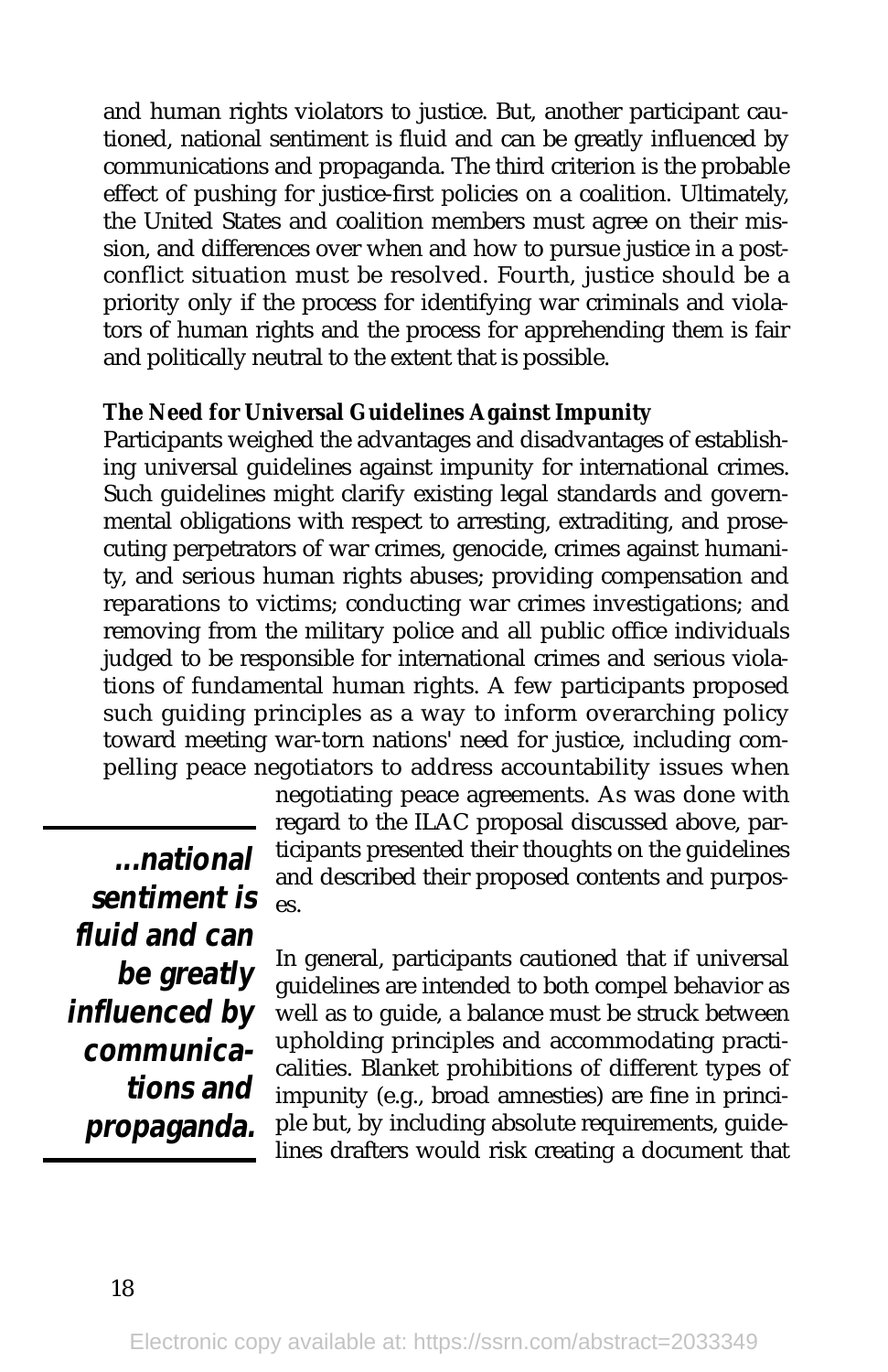and human rights violators to justice. But, another participant cautioned, national sentiment is fluid and can be greatly influenced by communications and propaganda. The third criterion is the probable effect of pushing for justice-first policies on a coalition. Ultimately, the United States and coalition members must agree on their mission, and differences over when and how to pursue justice in a post-conflict situation must be resolved. Fourth, justice should be a priority only if the process for identifying war criminals and violators of human rights and the process for apprehending them is fair and politically neutral to the extent that is possible.

**The Need for Universal Guidelines Against Impunity**

Participants weighed the advantages and disadvantages of establishing universal guidelines against impunity for international crimes. Such guidelines might clarify existing legal standards and governmental obligations with respect to arresting, extraditing, and prosecuting perpetrators of war crimes, genocide, crimes against humanity, and serious human rights abuses; providing compensation and reparations to victims; conducting war crimes investigations; and removing from the military police and all public office individuals judged to be responsible for international crimes and serious violations of fundamental human rights. A few participants proposed such guiding principles as a way to inform overarching policy toward meeting war-torn nations' need for justice, including compelling peace negotiators to address accountability issues when negotiating peace agreements. As was done with regard to the ILAC proposal discussed above, participants presented their thoughts on the guidelines and described their proposed contents and purposes.

> ***...national sentiment is fluid and can be greatly influenced by communications and propaganda.***

In general, participants cautioned that if universal guidelines are intended to both compel behavior as well as to guide, a balance must be struck between upholding principles and accommodating practicalities. Blanket prohibitions of different types of impunity (e.g., broad amnesties) are fine in principle but, by including absolute requirements, guidelines drafters would risk creating a document that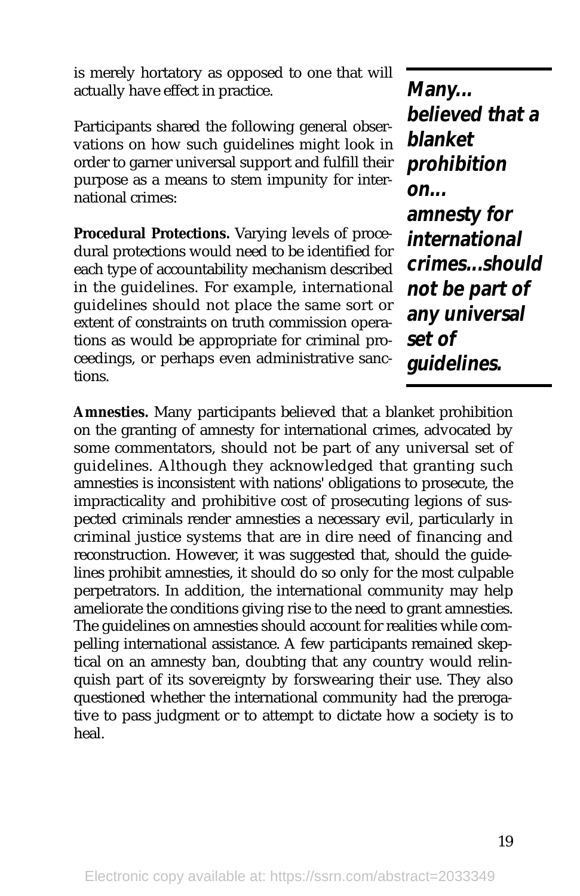is merely hortatory as opposed to one that will actually have effect in practice.

Participants shared the following general observations on how such guidelines might look in order to garner universal support and fulfill their purpose as a means to stem impunity for international crimes:

**Procedural Protections.** Varying levels of procedural protections would need to be identified for each type of accountability mechanism described in the guidelines. For example, international guidelines should not place the same sort or extent of constraints on truth commission operations as would be appropriate for criminal proceedings, or perhaps even administrative sanctions.

> ***Many... believed that a blanket prohibition on... amnesty for international crimes...should not be part of any universal set of guidelines.***

**Amnesties.** Many participants believed that a blanket prohibition on the granting of amnesty for international crimes, advocated by some commentators, should not be part of any universal set of guidelines. Although they acknowledged that granting such amnesties is inconsistent with nations' obligations to prosecute, the impracticality and prohibitive cost of prosecuting legions of suspected criminals render amnesties a necessary evil, particularly in criminal justice systems that are in dire need of financing and reconstruction. However, it was suggested that, should the guidelines prohibit amnesties, it should do so only for the most culpable perpetrators. In addition, the international community may help ameliorate the conditions giving rise to the need to grant amnesties. The guidelines on amnesties should account for realities while compelling international assistance. A few participants remained skeptical on an amnesty ban, doubting that any country would relinquish part of its sovereignty by forswearing their use. They also questioned whether the international community had the prerogative to pass judgment or to attempt to dictate how a society is to heal.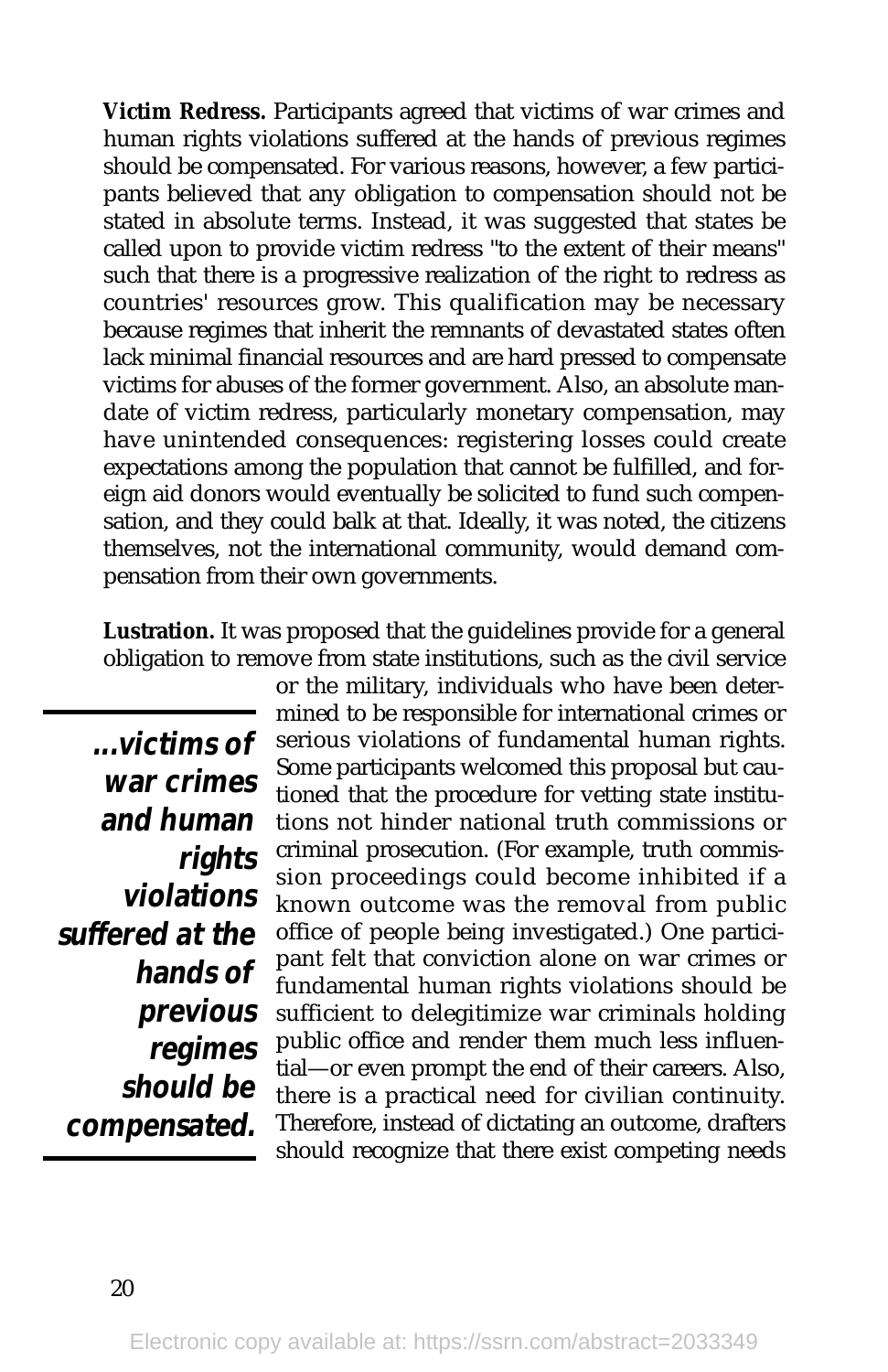**Victim Redress.** Participants agreed that victims of war crimes and human rights violations suffered at the hands of previous regimes should be compensated. For various reasons, however, a few participants believed that any obligation to compensation should not be stated in absolute terms. Instead, it was suggested that states be called upon to provide victim redress "to the extent of their means" such that there is a progressive realization of the right to redress as countries' resources grow. This qualification may be necessary because regimes that inherit the remnants of devastated states often lack minimal financial resources and are hard pressed to compensate victims for abuses of the former government. Also, an absolute mandate of victim redress, particularly monetary compensation, may have unintended consequences: registering losses could create expectations among the population that cannot be fulfilled, and foreign aid donors would eventually be solicited to fund such compensation, and they could balk at that. Ideally, it was noted, the citizens themselves, not the international community, would demand compensation from their own governments.

**Lustration.** It was proposed that the guidelines provide for a general obligation to remove from state institutions, such as the civil service or the military, individuals who have been determined to be responsible for international crimes or serious violations of fundamental human rights. Some participants welcomed this proposal but cautioned that the procedure for vetting state institutions not hinder national truth commissions or criminal prosecution. (For example, truth commission proceedings could become inhibited if a known outcome was the removal from public office of people being investigated.) One participant felt that conviction alone on war crimes or fundamental human rights violations should be sufficient to delegitimize war criminals holding public office and render them much less influential—or even prompt the end of their careers. Also, there is a practical need for civilian continuity. Therefore, instead of dictating an outcome, drafters should recognize that there exist competing needs

> ***...victims of war crimes and human rights violations suffered at the hands of previous regimes should be compensated.***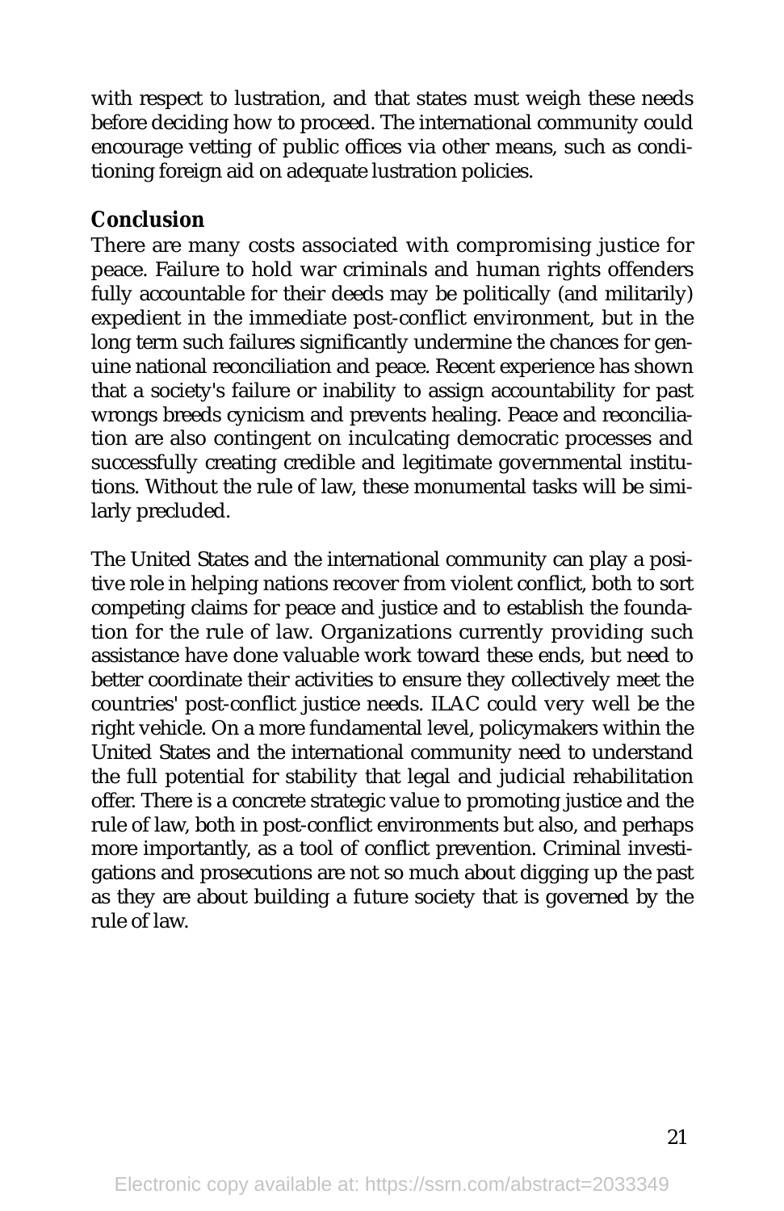with respect to lustration, and that states must weigh these needs before deciding how to proceed. The international community could encourage vetting of public offices via other means, such as conditioning foreign aid on adequate lustration policies.

## Conclusion

There are many costs associated with compromising justice for peace. Failure to hold war criminals and human rights offenders fully accountable for their deeds may be politically (and militarily) expedient in the immediate post-conflict environment, but in the long term such failures significantly undermine the chances for genuine national reconciliation and peace. Recent experience has shown that a society's failure or inability to assign accountability for past wrongs breeds cynicism and prevents healing. Peace and reconciliation are also contingent on inculcating democratic processes and successfully creating credible and legitimate governmental institutions. Without the rule of law, these monumental tasks will be similarly precluded.

The United States and the international community can play a positive role in helping nations recover from violent conflict, both to sort competing claims for peace and justice and to establish the foundation for the rule of law. Organizations currently providing such assistance have done valuable work toward these ends, but need to better coordinate their activities to ensure they collectively meet the countries' post-conflict justice needs. ILAC could very well be the right vehicle. On a more fundamental level, policymakers within the United States and the international community need to understand the full potential for stability that legal and judicial rehabilitation offer. There is a concrete strategic value to promoting justice and the rule of law, both in post-conflict environments but also, and perhaps more importantly, as a tool of conflict prevention. Criminal investigations and prosecutions are not so much about digging up the past as they are about building a future society that is governed by the rule of law.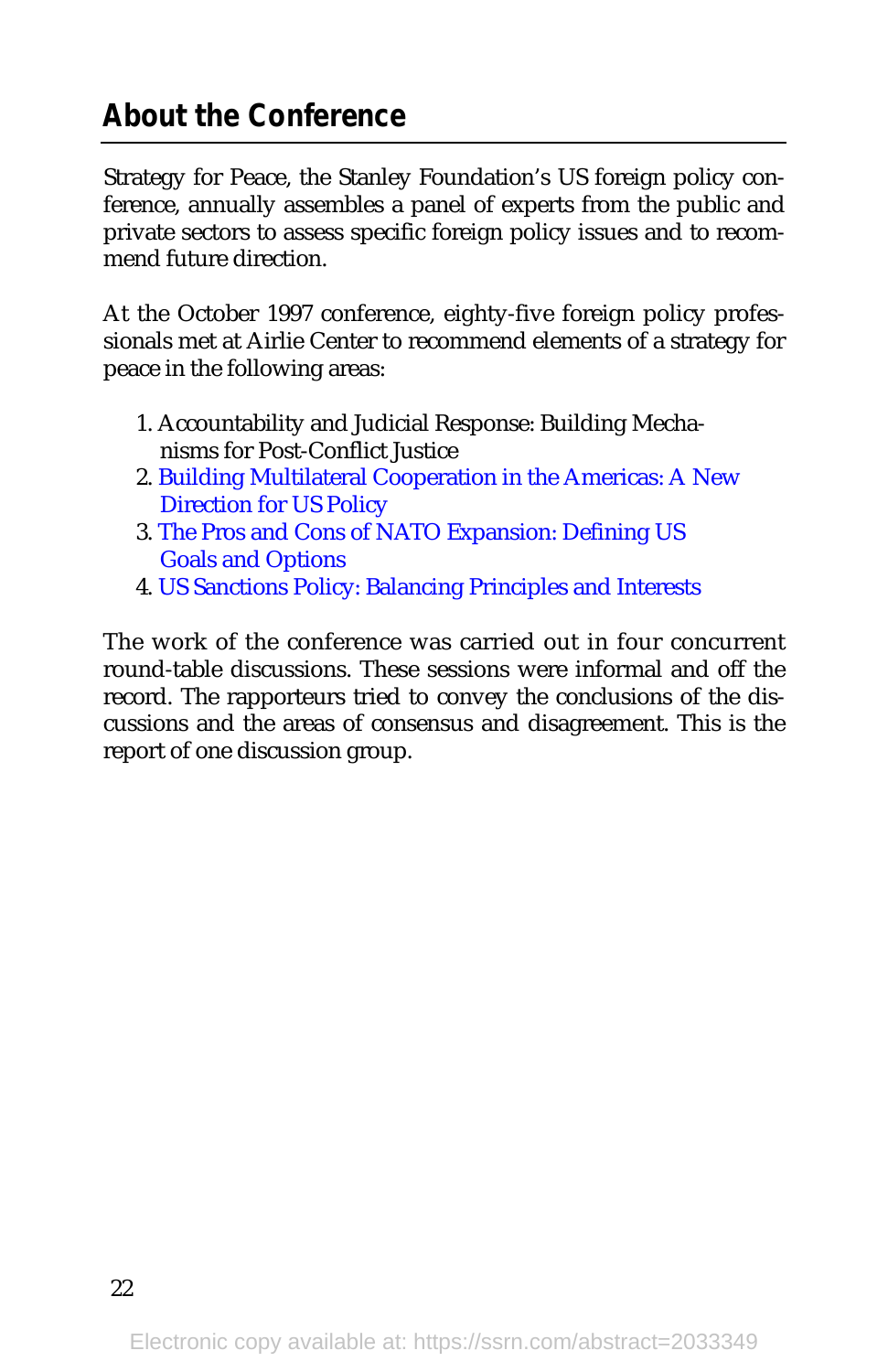## About the Conference

Strategy for Peace, the Stanley Foundation's US foreign policy conference, annually assembles a panel of experts from the public and private sectors to assess specific foreign policy issues and to recommend future direction.

At the October 1997 conference, eighty-five foreign policy professionals met at Airlie Center to recommend elements of a strategy for peace in the following areas:

1. Accountability and Judicial Response: Building Mechanisms for Post-Conflict Justice
2. Building Multilateral Cooperation in the Americas: A New Direction for US Policy
3. The Pros and Cons of NATO Expansion: Defining US Goals and Options
4. US Sanctions Policy: Balancing Principles and Interests

The work of the conference was carried out in four concurrent round-table discussions. These sessions were informal and off the record. The rapporteurs tried to convey the conclusions of the discussions and the areas of consensus and disagreement. This is the report of one discussion group.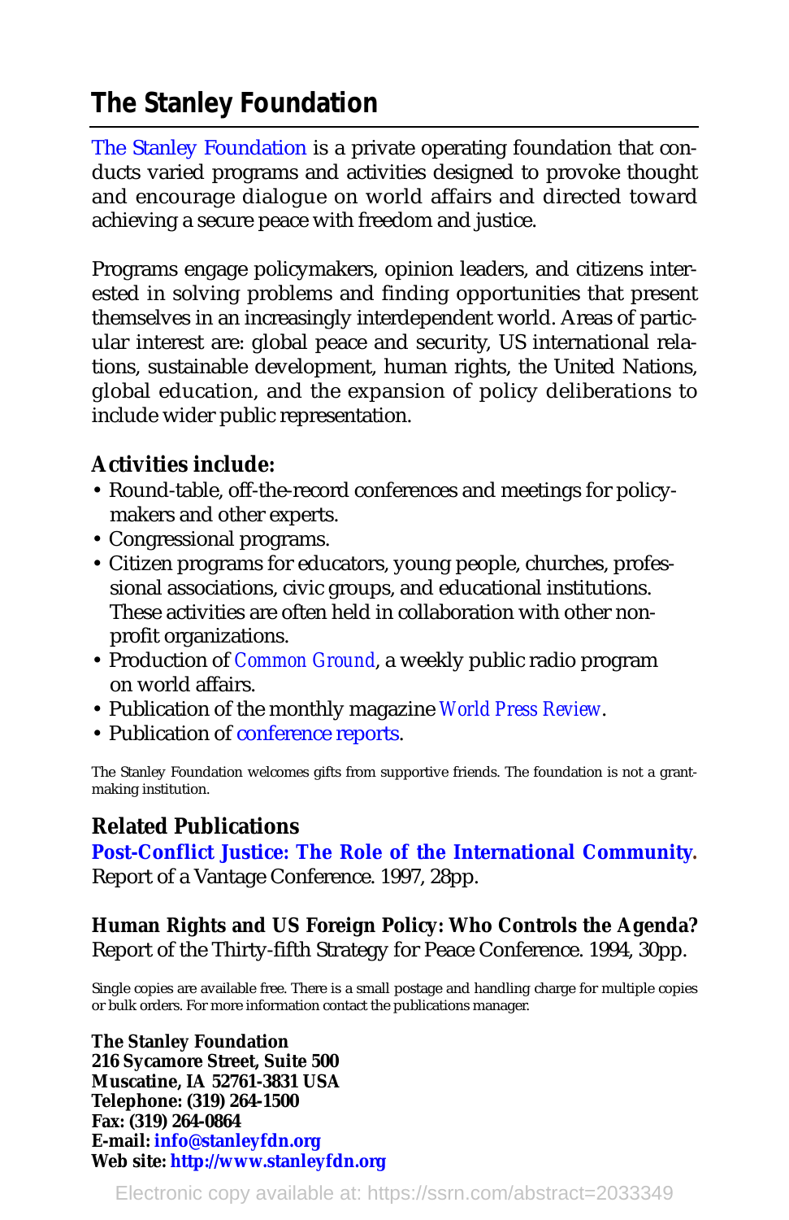# The Stanley Foundation

The Stanley Foundation is a private operating foundation that conducts varied programs and activities designed to provoke thought and encourage dialogue on world affairs and directed toward achieving a secure peace with freedom and justice.

Programs engage policymakers, opinion leaders, and citizens interested in solving problems and finding opportunities that present themselves in an increasingly interdependent world. Areas of particular interest are: global peace and security, US international relations, sustainable development, human rights, the United Nations, global education, and the expansion of policy deliberations to include wider public representation.

**Activities include:**

- Round-table, off-the-record conferences and meetings for policymakers and other experts.
- Congressional programs.
- Citizen programs for educators, young people, churches, professional associations, civic groups, and educational institutions. These activities are often held in collaboration with other nonprofit organizations.
- Production of *Common Ground*, a weekly public radio program on world affairs.
- Publication of the monthly magazine *World Press Review*.
- Publication of conference reports.

The Stanley Foundation welcomes gifts from supportive friends. The foundation is not a grantmaking institution.

## Related Publications

**Post-Conflict Justice: The Role of the International Community.** Report of a Vantage Conference. 1997, 28pp.

**Human Rights and US Foreign Policy: Who Controls the Agenda?** Report of the Thirty-fifth Strategy for Peace Conference. 1994, 30pp.

Single copies are available free. There is a small postage and handling charge for multiple copies or bulk orders. For more information contact the publications manager.

**The Stanley Foundation**
**216 Sycamore Street, Suite 500**
**Muscatine, IA 52761-3831 USA**
**Telephone: (319) 264-1500**
**Fax: (319) 264-0864**
**E-mail: info@stanleyfdn.org**
**Web site: http://www.stanleyfdn.org**